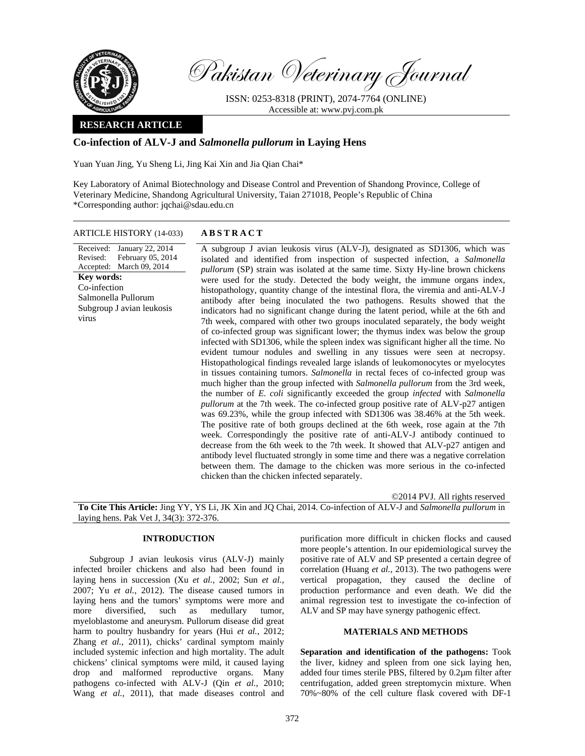# Pakistan Veterinary Journal

ISSN: 0253-8318 (PRINT), 2074-7764 (ONLINE)
Accessible at: www.pvj.com.pk

**RESEARCH ARTICLE**

## Co-infection of ALV-J and *Salmonella pullorum* in Laying Hens

Yuan Yuan Jing, Yu Sheng Li, Jing Kai Xin and Jia Qian Chai*

Key Laboratory of Animal Biotechnology and Disease Control and Prevention of Shandong Province, College of Veterinary Medicine, Shandong Agricultural University, Taian 271018, People's Republic of China
*Corresponding author: jqchai@sdau.edu.cn

**ARTICLE HISTORY** (14-033)

Received: January 22, 2014
Revised: February 05, 2014
Accepted: March 09, 2014

**Key words:**
Co-infection
Salmonella Pullorum
Subgroup J avian leukosis virus

**ABSTRACT**

A subgroup J avian leukosis virus (ALV-J), designated as SD1306, which was isolated and identified from inspection of suspected infection, a *Salmonella pullorum* (SP) strain was isolated at the same time. Sixty Hy-line brown chickens were used for the study. Detected the body weight, the immune organs index, histopathology, quantity change of the intestinal flora, the viremia and anti-ALV-J antibody after being inoculated the two pathogens. Results showed that the indicators had no significant change during the latent period, while at the 6th and 7th week, compared with other two groups inoculated separately, the body weight of co-infected group was significant lower; the thymus index was below the group infected with SD1306, while the spleen index was significant higher all the time. No evident tumour nodules and swelling in any tissues were seen at necropsy. Histopathological findings revealed large islands of leukomonocytes or myelocytes in tissues containing tumors. *Salmonella* in rectal feces of co-infected group was much higher than the group infected with *Salmonella pullorum* from the 3rd week, the number of *E. coli* significantly exceeded the group *infected* with *Salmonella pullorum* at the 7th week. The co-infected group positive rate of ALV-p27 antigen was 69.23%, while the group infected with SD1306 was 38.46% at the 5th week. The positive rate of both groups declined at the 6th week, rose again at the 7th week. Correspondingly the positive rate of anti-ALV-J antibody continued to decrease from the 6th week to the 7th week. It showed that ALV-p27 antigen and antibody level fluctuated strongly in some time and there was a negative correlation between them. The damage to the chicken was more serious in the co-infected chicken than the chicken infected separately.

©2014 PVJ. All rights reserved

**To Cite This Article:** Jing YY, YS Li, JK Xin and JQ Chai, 2014. Co-infection of ALV-J and *Salmonella pullorum* in laying hens. Pak Vet J, 34(3): 372-376.

## INTRODUCTION

Subgroup J avian leukosis virus (ALV-J) mainly infected broiler chickens and also had been found in laying hens in succession (Xu *et al.*, 2002; Sun *et al.*, 2007; Yu *et al.*, 2012). The disease caused tumors in laying hens and the tumors' symptoms were more and more diversified, such as medullary tumor, myeloblastome and aneurysm. Pullorum disease did great harm to poultry husbandry for years (Hui *et al.*, 2012; Zhang *et al.*, 2011), chicks' cardinal symptom mainly included systemic infection and high mortality. The adult chickens' clinical symptoms were mild, it caused laying drop and malformed reproductive organs. Many pathogens co-infected with ALV-J (Qin *et al.*, 2010; Wang *et al.*, 2011), that made diseases control and purification more difficult in chicken flocks and caused more people's attention. In our epidemiological survey the positive rate of ALV and SP presented a certain degree of correlation (Huang *et al.*, 2013). The two pathogens were vertical propagation, they caused the decline of production performance and even death. We did the animal regression test to investigate the co-infection of ALV and SP may have synergy pathogenic effect.

## MATERIALS AND METHODS

**Separation and identification of the pathogens:** Took the liver, kidney and spleen from one sick laying hen, added four times sterile PBS, filtered by 0.2μm filter after centrifugation, added green streptomycin mixture. When 70%~80% of the cell culture flask covered with DF-1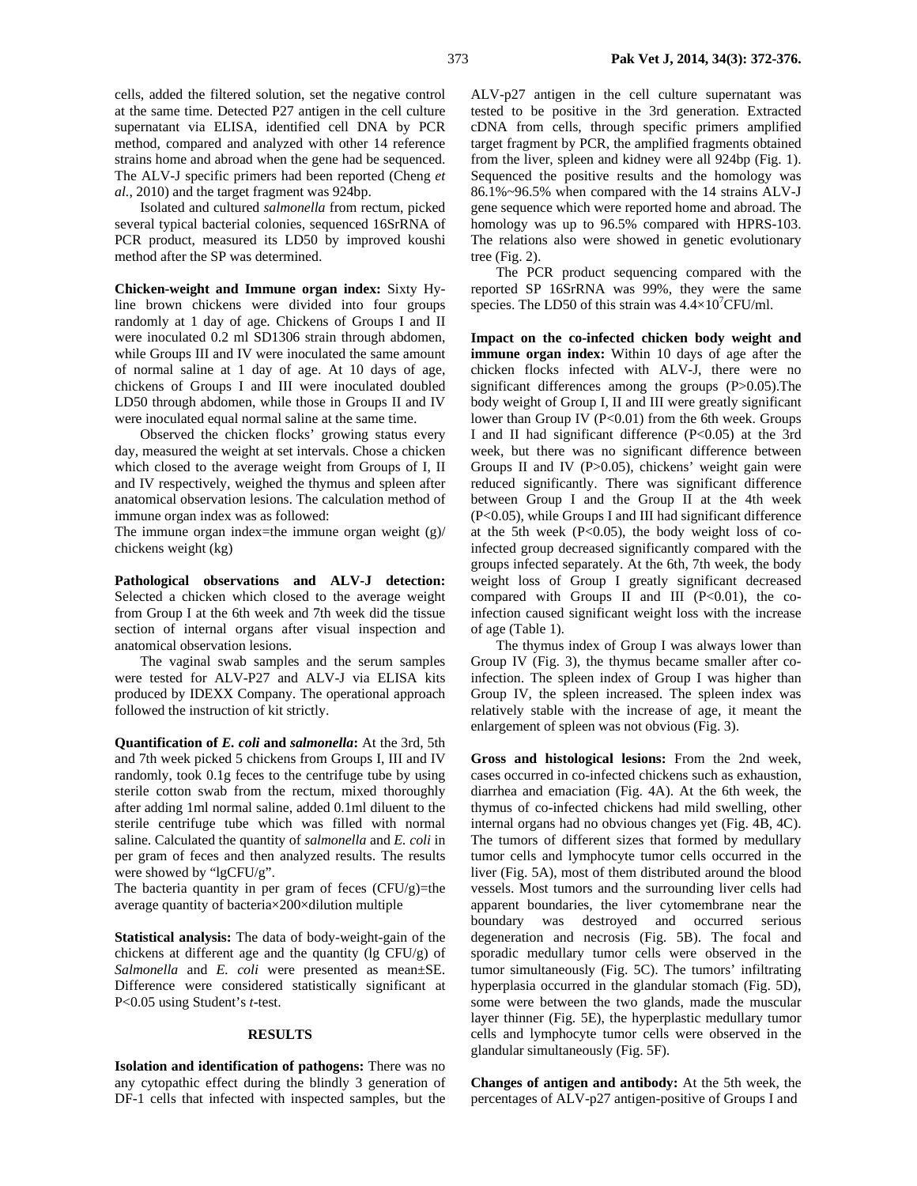cells, added the filtered solution, set the negative control at the same time. Detected P27 antigen in the cell culture supernatant via ELISA, identified cell DNA by PCR method, compared and analyzed with other 14 reference strains home and abroad when the gene had be sequenced. The ALV-J specific primers had been reported (Cheng *et al.*, 2010) and the target fragment was 924bp.

Isolated and cultured *salmonella* from rectum, picked several typical bacterial colonies, sequenced 16SrRNA of PCR product, measured its LD50 by improved koushi method after the SP was determined.

**Chicken-weight and Immune organ index:** Sixty Hy-line brown chickens were divided into four groups randomly at 1 day of age. Chickens of Groups I and II were inoculated 0.2 ml SD1306 strain through abdomen, while Groups III and IV were inoculated the same amount of normal saline at 1 day of age. At 10 days of age, chickens of Groups I and III were inoculated doubled LD50 through abdomen, while those in Groups II and IV were inoculated equal normal saline at the same time.

Observed the chicken flocks' growing status every day, measured the weight at set intervals. Chose a chicken which closed to the average weight from Groups of I, II and IV respectively, weighed the thymus and spleen after anatomical observation lesions. The calculation method of immune organ index was as followed:

The immune organ index=the immune organ weight (g)/ chickens weight (kg)

**Pathological observations and ALV-J detection:** Selected a chicken which closed to the average weight from Group I at the 6th week and 7th week did the tissue section of internal organs after visual inspection and anatomical observation lesions.

The vaginal swab samples and the serum samples were tested for ALV-P27 and ALV-J via ELISA kits produced by IDEXX Company. The operational approach followed the instruction of kit strictly.

**Quantification of *E. coli* and *salmonella*:** At the 3rd, 5th and 7th week picked 5 chickens from Groups I, III and IV randomly, took 0.1g feces to the centrifuge tube by using sterile cotton swab from the rectum, mixed thoroughly after adding 1ml normal saline, added 0.1ml diluent to the sterile centrifuge tube which was filled with normal saline. Calculated the quantity of *salmonella* and *E. coli* in per gram of feces and then analyzed results. The results were showed by "lgCFU/g".

The bacteria quantity in per gram of feces (CFU/g)=the average quantity of bacteria×200×dilution multiple

**Statistical analysis:** The data of body-weight-gain of the chickens at different age and the quantity (lg CFU/g) of *Salmonella* and *E. coli* were presented as mean±SE. Difference were considered statistically significant at $P<0.05$ using Student's *t*-test.

## RESULTS

**Isolation and identification of pathogens:** There was no any cytopathic effect during the blindly 3 generation of DF-1 cells that infected with inspected samples, but the ALV-p27 antigen in the cell culture supernatant was tested to be positive in the 3rd generation. Extracted cDNA from cells, through specific primers amplified target fragment by PCR, the amplified fragments obtained from the liver, spleen and kidney were all 924bp (Fig. 1). Sequenced the positive results and the homology was 86.1%~96.5% when compared with the 14 strains ALV-J gene sequence which were reported home and abroad. The homology was up to 96.5% compared with HPRS-103. The relations also were showed in genetic evolutionary tree (Fig. 2).

The PCR product sequencing compared with the reported SP 16SrRNA was 99%, they were the same species. The LD50 of this strain was $4.4\times10^7$CFU/ml.

**Impact on the co-infected chicken body weight and immune organ index:** Within 10 days of age after the chicken flocks infected with ALV-J, there were no significant differences among the groups ($P>0.05$).The body weight of Group I, II and III were greatly significant lower than Group IV ($P<0.01$) from the 6th week. Groups I and II had significant difference ($P<0.05$) at the 3rd week, but there was no significant difference between Groups II and IV ($P>0.05$), chickens' weight gain were reduced significantly. There was significant difference between Group I and the Group II at the 4th week ($P<0.05$), while Groups I and III had significant difference at the 5th week ($P<0.05$), the body weight loss of co-infected group decreased significantly compared with the groups infected separately. At the 6th, 7th week, the body weight loss of Group I greatly significant decreased compared with Groups II and III ($P<0.01$), the co-infection caused significant weight loss with the increase of age (Table 1).

The thymus index of Group I was always lower than Group IV (Fig. 3), the thymus became smaller after co-infection. The spleen index of Group I was higher than Group IV, the spleen increased. The spleen index was relatively stable with the increase of age, it meant the enlargement of spleen was not obvious (Fig. 3).

**Gross and histological lesions:** From the 2nd week, cases occurred in co-infected chickens such as exhaustion, diarrhea and emaciation (Fig. 4A). At the 6th week, the thymus of co-infected chickens had mild swelling, other internal organs had no obvious changes yet (Fig. 4B, 4C). The tumors of different sizes that formed by medullary tumor cells and lymphocyte tumor cells occurred in the liver (Fig. 5A), most of them distributed around the blood vessels. Most tumors and the surrounding liver cells had apparent boundaries, the liver cytomembrane near the boundary was destroyed and occurred serious degeneration and necrosis (Fig. 5B). The focal and sporadic medullary tumor cells were observed in the tumor simultaneously (Fig. 5C). The tumors' infiltrating hyperplasia occurred in the glandular stomach (Fig. 5D), some were between the two glands, made the muscular layer thinner (Fig. 5E), the hyperplastic medullary tumor cells and lymphocyte tumor cells were observed in the glandular simultaneously (Fig. 5F).

**Changes of antigen and antibody:** At the 5th week, the percentages of ALV-p27 antigen-positive of Groups I and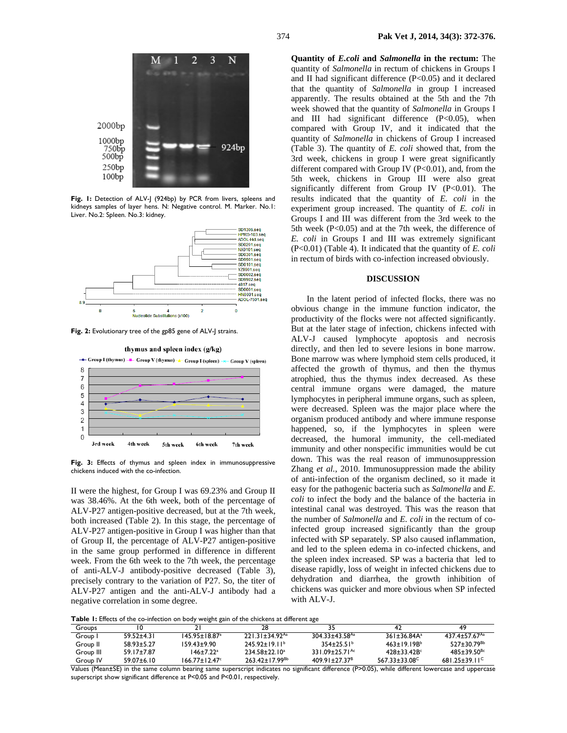**Fig. 1:** Detection of ALV-J (924bp) by PCR from livers, spleens and kidneys samples of layer hens. N: Negative control. M. Marker. No.1: Liver. No.2: Spleen. No.3: kidney.

**Fig. 2:** Evolutionary tree of the gp85 gene of ALV-J strains.

**Fig. 3:** Effects of thymus and spleen index in immunosuppressive chickens induced with the co-infection.

II were the highest, for Group I was 69.23% and Group II was 38.46%. At the 6th week, both of the percentage of ALV-P27 antigen-positive decreased, but at the 7th week, both increased (Table 2). In this stage, the percentage of ALV-P27 antigen-positive in Group I was higher than that of Group II, the percentage of ALV-P27 antigen-positive in the same group performed in difference in different week. From the 6th week to the 7th week, the percentage of anti-ALV-J antibody-positive decreased (Table 3), precisely contrary to the variation of P27. So, the titer of ALV-P27 antigen and the anti-ALV-J antibody had a negative correlation in some degree.

**Quantity of *E.coli* and *Salmonella* in the rectum:** The quantity of *Salmonella* in rectum of chickens in Groups I and II had significant difference (P<0.05) and it declared that the quantity of *Salmonella* in group I increased apparently. The results obtained at the 5th and the 7th week showed that the quantity of *Salmonella* in Groups I and III had significant difference (P<0.05), when compared with Group IV, and it indicated that the quantity of *Salmonella* in chickens of Group I increased (Table 3). The quantity of *E. coli* showed that, from the 3rd week, chickens in group I were great significantly different compared with Group IV (P<0.01), and, from the 5th week, chickens in Group III were also great significantly different from Group IV (P<0.01). The results indicated that the quantity of *E. coli* in the experiment group increased. The quantity of *E. coli* in Groups I and III was different from the 3rd week to the 5th week (P<0.05) and at the 7th week, the difference of *E. coli* in Groups I and III was extremely significant (P<0.01) (Table 4). It indicated that the quantity of *E. coli* in rectum of birds with co-infection increased obviously.

## DISCUSSION

In the latent period of infected flocks, there was no obvious change in the immune function indicator, the productivity of the flocks were not affected significantly. But at the later stage of infection, chickens infected with ALV-J caused lymphocyte apoptosis and necrosis directly, and then led to severe lesions in bone marrow. Bone marrow was where lymphoid stem cells produced, it affected the growth of thymus, and then the thymus atrophied, thus the thymus index decreased. As these central immune organs were damaged, the mature lymphocytes in peripheral immune organs, such as spleen, were decreased. Spleen was the major place where the organism produced antibody and where immune response happened, so, if the lymphocytes in spleen were decreased, the humoral immunity, the cell-mediated immunity and other nonspecific immunities would be cut down. This was the real reason of immunosuppression Zhang *et al.*, 2010. Immunosuppression made the ability of anti-infection of the organism declined, so it made it easy for the pathogenic bacteria such as *Salmonella* and *E. coli* to infect the body and the balance of the bacteria in intestinal canal was destroyed. This was the reason that the number of *Salmonella* and *E. coli* in the rectum of co-infected group increased significantly than the group infected with SP separately. SP also caused inflammation, and led to the spleen edema in co-infected chickens, and the spleen index increased. SP was a bacteria that led to disease rapidly, loss of weight in infected chickens due to dehydration and diarrhea, the growth inhibition of chickens was quicker and more obvious when SP infected with ALV-J.

**Table 1:** Effects of the co-infection on body weight gain of the chickens at different age

| Groups | 10 | 21 | 28 | 35 | 42 | 49 |
|---|---|---|---|---|---|---|
| Group I | 59.52±4.31 | 145.95±18.87ᵃ | 221.31±34.92ᴬᵃ | 304.33±43.58ᴬᵃ | 361±36.84Aᵃ | 437.4±57.67ᴬᵃ |
| Group II | 58.93±5.27 | 159.43±9.90 | 245.92±19.11ᵇ | 354±25.51ᵇ | 463±19.19Bᵇ | 527±30.79ᴮᵇ |
| Group III | 59.17±7.87 | 146±7.22ᵃ | 234.58±22.10ᵃ | 331.09±25.71ᴬᶜ | 428±33.42Bᶜ | 485±39.50ᴮᶜ |
| Group IV | 59.07±6.10 | 166.77±12.47ᶜ | 263.42±17.99ᴮᵇ | 409.91±27.37ᴮ | 567.33±33.08ᶜ | 681.25±39.11ᶜ |

Values (Mean±SE) in the same column bearing same superscript indicates no significant difference (P>0.05), while different lowercase and uppercase superscript show significant difference at P<0.05 and P<0.01, respectively.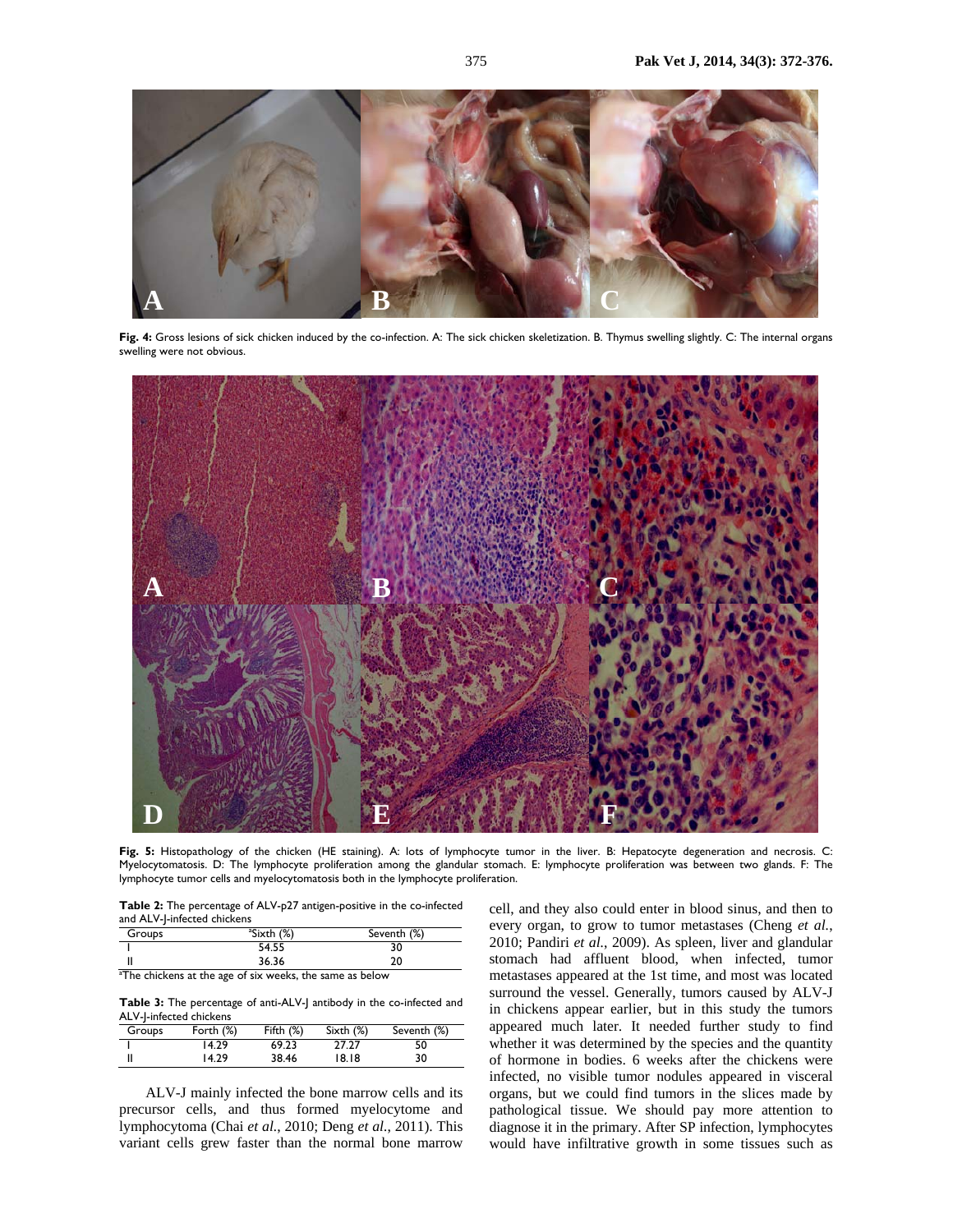Fig. 4: Gross lesions of sick chicken induced by the co-infection. A: The sick chicken skeletization. B. Thymus swelling slightly. C: The internal organs swelling were not obvious.

Fig. 5: Histopathology of the chicken (HE staining). A: lots of lymphocyte tumor in the liver. B: Hepatocyte degeneration and necrosis. C: Myelocytomatosis. D: The lymphocyte proliferation among the glandular stomach. E: lymphocyte proliferation was between two glands. F: The lymphocyte tumor cells and myelocytomatosis both in the lymphocyte proliferation.

**Table 2:** The percentage of ALV-p27 antigen-positive in the co-infected and ALV-J-infected chickens

| Groups | [a]Sixth (%) | Seventh (%) |
|---|---|---|
| I | 54.55 | 30 |
| II | 36.36 | 20 |

[a]The chickens at the age of six weeks, the same as below

**Table 3:** The percentage of anti-ALV-J antibody in the co-infected and ALV-J-infected chickens

| Groups | Forth (%) | Fifth (%) | Sixth (%) | Seventh (%) |
|---|---|---|---|---|
| I | 14.29 | 69.23 | 27.27 | 50 |
| II | 14.29 | 38.46 | 18.18 | 30 |

ALV-J mainly infected the bone marrow cells and its precursor cells, and thus formed myelocytome and lymphocytoma (Chai *et al.*, 2010; Deng *et al.*, 2011). This variant cells grew faster than the normal bone marrow cell, and they also could enter in blood sinus, and then to every organ, to grow to tumor metastases (Cheng *et al.*, 2010; Pandiri *et al.*, 2009). As spleen, liver and glandular stomach had affluent blood, when infected, tumor metastases appeared at the 1st time, and most was located surround the vessel. Generally, tumors caused by ALV-J in chickens appear earlier, but in this study the tumors appeared much later. It needed further study to find whether it was determined by the species and the quantity of hormone in bodies. 6 weeks after the chickens were infected, no visible tumor nodules appeared in visceral organs, but we could find tumors in the slices made by pathological tissue. We should pay more attention to diagnose it in the primary. After SP infection, lymphocytes would have infiltrative growth in some tissues such as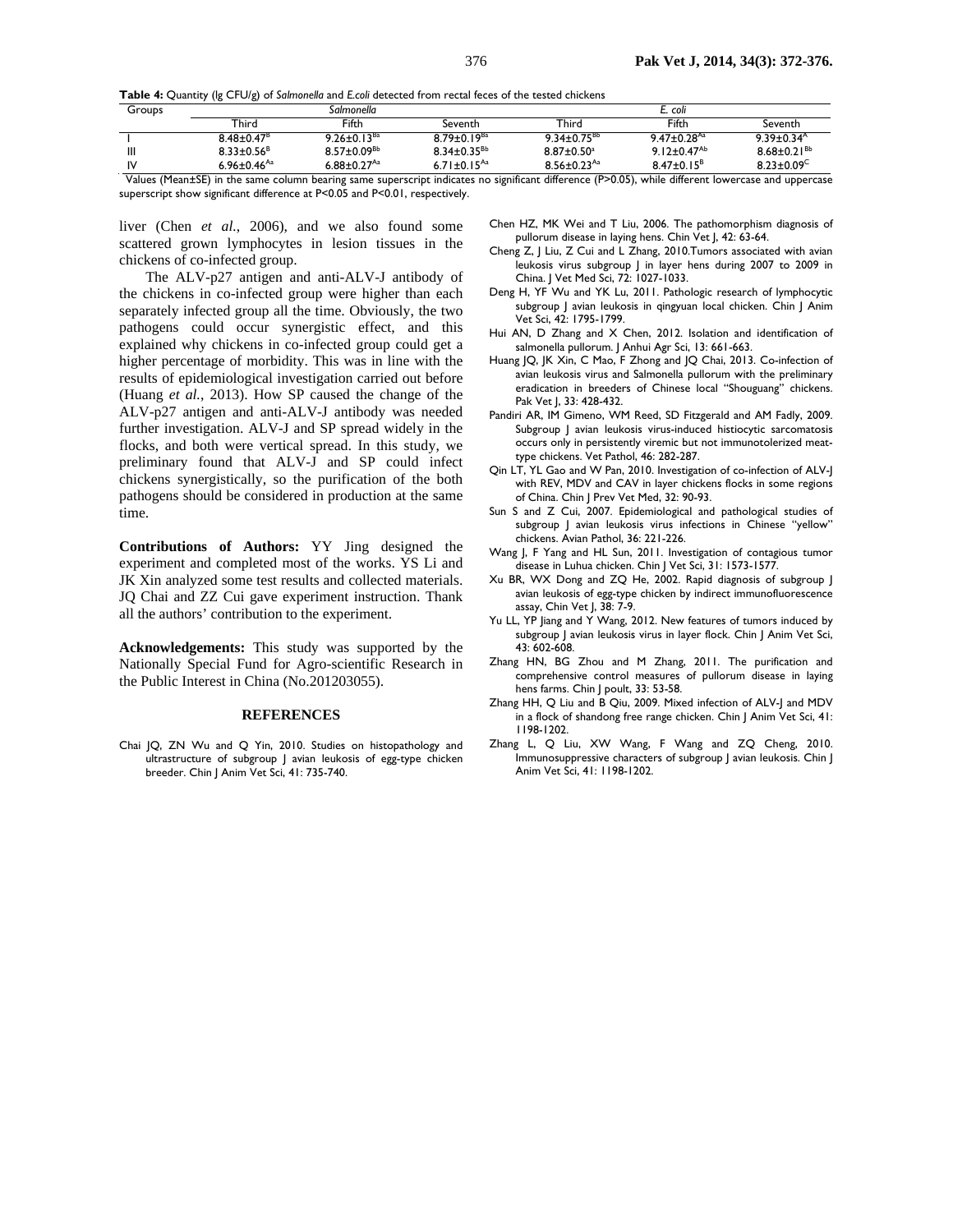**Table 4:** Quantity (lg CFU/g) of *Salmonella* and *E.coli* detected from rectal feces of the tested chickens

| Groups | *Salmonella* | | | *E. coli* | | |
|---|---|---|---|---|---|---|
| | Third | Fifth | Seventh | Third | Fifth | Seventh |
| I | $8.48±0.47^{B}$ | $9.26±0.13^{Ba}$ | $8.79±0.19^{Ba}$ | $9.34±0.75^{Bb}$ | $9.47±0.28^{Aa}$ | $9.39±0.34^{A}$ |
| III | $8.33±0.56^{B}$ | $8.57±0.09^{Bb}$ | $8.34±0.35^{Bb}$ | $8.87±0.50^{a}$ | $9.12±0.47^{Ab}$ | $8.68±0.21^{Bb}$ |
| IV | $6.96±0.46^{Aa}$ | $6.88±0.27^{Aa}$ | $6.71±0.15^{Aa}$ | $8.56±0.23^{Aa}$ | $8.47±0.15^{B}$ | $8.23±0.09^{C}$ |

Values (Mean±SE) in the same column bearing same superscript indicates no significant difference (P>0.05), while different lowercase and uppercase superscript show significant difference at P<0.05 and P<0.01, respectively.

liver (Chen *et al.*, 2006), and we also found some scattered grown lymphocytes in lesion tissues in the chickens of co-infected group.

The ALV-p27 antigen and anti-ALV-J antibody of the chickens in co-infected group were higher than each separately infected group all the time. Obviously, the two pathogens could occur synergistic effect, and this explained why chickens in co-infected group could get a higher percentage of morbidity. This was in line with the results of epidemiological investigation carried out before (Huang *et al.*, 2013). How SP caused the change of the ALV-p27 antigen and anti-ALV-J antibody was needed further investigation. ALV-J and SP spread widely in the flocks, and both were vertical spread. In this study, we preliminary found that ALV-J and SP could infect chickens synergistically, so the purification of the both pathogens should be considered in production at the same time.

**Contributions of Authors:** YY Jing designed the experiment and completed most of the works. YS Li and JK Xin analyzed some test results and collected materials. JQ Chai and ZZ Cui gave experiment instruction. Thank all the authors' contribution to the experiment.

**Acknowledgements:** This study was supported by the Nationally Special Fund for Agro-scientific Research in the Public Interest in China (No.201203055).

## REFERENCES

Chai JQ, ZN Wu and Q Yin, 2010. Studies on histopathology and ultrastructure of subgroup J avian leukosis of egg-type chicken breeder. Chin J Anim Vet Sci, 41: 735-740.

Chen HZ, MK Wei and T Liu, 2006. The pathomorphism diagnosis of pullorum disease in laying hens. Chin Vet J, 42: 63-64.

Cheng Z, J Liu, Z Cui and L Zhang, 2010.Tumors associated with avian leukosis virus subgroup J in layer hens during 2007 to 2009 in China. J Vet Med Sci, 72: 1027-1033.

Deng H, YF Wu and YK Lu, 2011. Pathologic research of lymphocytic subgroup J avian leukosis in qingyuan local chicken. Chin J Anim Vet Sci, 42: 1795-1799.

Hui AN, D Zhang and X Chen, 2012. Isolation and identification of salmonella pullorum. J Anhui Agr Sci, 13: 661-663.

Huang JQ, JK Xin, C Mao, F Zhong and JQ Chai, 2013. Co-infection of avian leukosis virus and Salmonella pullorum with the preliminary eradication in breeders of Chinese local "Shouguang" chickens. Pak Vet J, 33: 428-432.

Pandiri AR, IM Gimeno, WM Reed, SD Fitzgerald and AM Fadly, 2009. Subgroup J avian leukosis virus-induced histiocytic sarcomatosis occurs only in persistently viremic but not immunotolerized meat-type chickens. Vet Pathol, 46: 282-287.

Qin LT, YL Gao and W Pan, 2010. Investigation of co-infection of ALV-J with REV, MDV and CAV in layer chickens flocks in some regions of China. Chin J Prev Vet Med, 32: 90-93.

Sun S and Z Cui, 2007. Epidemiological and pathological studies of subgroup J avian leukosis virus infections in Chinese "yellow" chickens. Avian Pathol, 36: 221-226.

Wang J, F Yang and HL Sun, 2011. Investigation of contagious tumor disease in Luhua chicken. Chin J Vet Sci, 31: 1573-1577.

Xu BR, WX Dong and ZQ He, 2002. Rapid diagnosis of subgroup J avian leukosis of egg-type chicken by indirect immunofluorescence assay, Chin Vet J, 38: 7-9.

Yu LL, YP Jiang and Y Wang, 2012. New features of tumors induced by subgroup J avian leukosis virus in layer flock. Chin J Anim Vet Sci, 43: 602-608.

Zhang HN, BG Zhou and M Zhang, 2011. The purification and comprehensive control measures of pullorum disease in laying hens farms. Chin J poult, 33: 53-58.

Zhang HH, Q Liu and B Qiu, 2009. Mixed infection of ALV-J and MDV in a flock of shandong free range chicken. Chin J Anim Vet Sci, 41: 1198-1202.

Zhang L, Q Liu, XW Wang, F Wang and ZQ Cheng, 2010. Immunosuppressive characters of subgroup J avian leukosis. Chin J Anim Vet Sci, 41: 1198-1202.